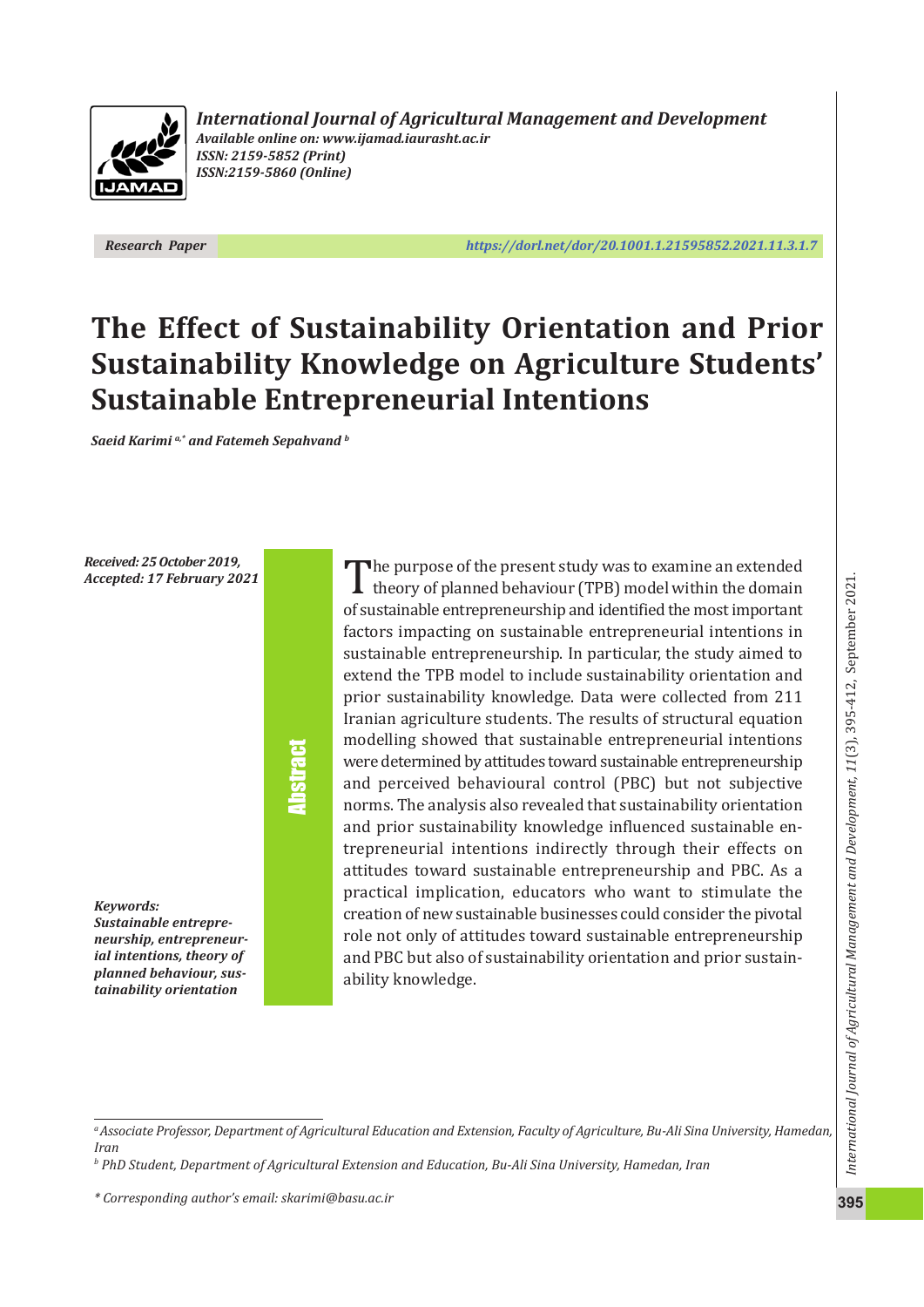*International Journal of Agricultural Management and Development*
*Available online on: www.ijamad.iaurasht.ac.ir*
*ISSN: 2159-5852 (Print)*
*ISSN:2159-5860 (Online)*

***Research Paper*** ***https://dorl.net/dor/20.1001.1.21595852.2021.11.3.1.7***

# The Effect of Sustainability Orientation and Prior Sustainability Knowledge on Agriculture Students' Sustainable Entrepreneurial Intentions

***Saeid Karimi [a,*] and Fatemeh Sepahvand [b]***

***Received: 25 October 2019,***
***Accepted: 17 February 2021***

## Abstract

The purpose of the present study was to examine an extended theory of planned behaviour (TPB) model within the domain of sustainable entrepreneurship and identified the most important factors impacting on sustainable entrepreneurial intentions in sustainable entrepreneurship. In particular, the study aimed to extend the TPB model to include sustainability orientation and prior sustainability knowledge. Data were collected from 211 Iranian agriculture students. The results of structural equation modelling showed that sustainable entrepreneurial intentions were determined by attitudes toward sustainable entrepreneurship and perceived behavioural control (PBC) but not subjective norms. The analysis also revealed that sustainability orientation and prior sustainability knowledge influenced sustainable entrepreneurial intentions indirectly through their effects on attitudes toward sustainable entrepreneurship and PBC. As a practical implication, educators who want to stimulate the creation of new sustainable businesses could consider the pivotal role not only of attitudes toward sustainable entrepreneurship and PBC but also of sustainability orientation and prior sustainability knowledge.

***Keywords:***
***Sustainable entrepreneurship, entrepreneurial intentions, theory of planned behaviour, sustainability orientation***

---

*[a] Associate Professor, Department of Agricultural Education and Extension, Faculty of Agriculture, Bu-Ali Sina University, Hamedan, Iran*

*[b] PhD Student, Department of Agricultural Extension and Education, Bu-Ali Sina University, Hamedan, Iran*

*\* Corresponding author's email: skarimi@basu.ac.ir*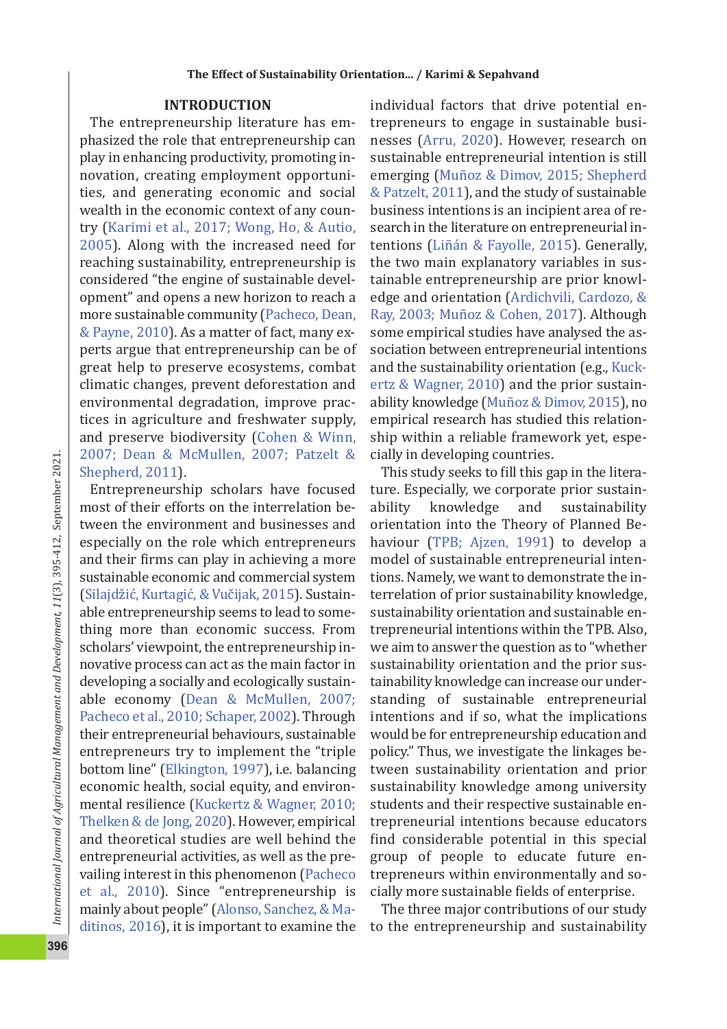## INTRODUCTION

The entrepreneurship literature has emphasized the role that entrepreneurship can play in enhancing productivity, promoting innovation, creating employment opportunities, and generating economic and social wealth in the economic context of any country (Karimi et al., 2017; Wong, Ho, & Autio, 2005). Along with the increased need for reaching sustainability, entrepreneurship is considered "the engine of sustainable development" and opens a new horizon to reach a more sustainable community (Pacheco, Dean, & Payne, 2010). As a matter of fact, many experts argue that entrepreneurship can be of great help to preserve ecosystems, combat climatic changes, prevent deforestation and environmental degradation, improve practices in agriculture and freshwater supply, and preserve biodiversity (Cohen & Winn, 2007; Dean & McMullen, 2007; Patzelt & Shepherd, 2011).

Entrepreneurship scholars have focused most of their efforts on the interrelation between the environment and businesses and especially on the role which entrepreneurs and their firms can play in achieving a more sustainable economic and commercial system (Silajdžić, Kurtagić, & Vučijak, 2015). Sustainable entrepreneurship seems to lead to something more than economic success. From scholars' viewpoint, the entrepreneurship innovative process can act as the main factor in developing a socially and ecologically sustainable economy (Dean & McMullen, 2007; Pacheco et al., 2010; Schaper, 2002). Through their entrepreneurial behaviours, sustainable entrepreneurs try to implement the "triple bottom line" (Elkington, 1997), i.e. balancing economic health, social equity, and environmental resilience (Kuckertz & Wagner, 2010; Thelken & de Jong, 2020). However, empirical and theoretical studies are well behind the entrepreneurial activities, as well as the prevailing interest in this phenomenon (Pacheco et al., 2010). Since "entrepreneurship is mainly about people" (Alonso, Sanchez, & Maditinos, 2016), it is important to examine the individual factors that drive potential entrepreneurs to engage in sustainable businesses (Arru, 2020). However, research on sustainable entrepreneurial intention is still emerging (Muñoz & Dimov, 2015; Shepherd & Patzelt, 2011), and the study of sustainable business intentions is an incipient area of research in the literature on entrepreneurial intentions (Liñán & Fayolle, 2015). Generally, the two main explanatory variables in sustainable entrepreneurship are prior knowledge and orientation (Ardichvili, Cardozo, & Ray, 2003; Muñoz & Cohen, 2017). Although some empirical studies have analysed the association between entrepreneurial intentions and the sustainability orientation (e.g., Kuckertz & Wagner, 2010) and the prior sustainability knowledge (Muñoz & Dimov, 2015), no empirical research has studied this relationship within a reliable framework yet, especially in developing countries.

This study seeks to fill this gap in the literature. Especially, we corporate prior sustainability knowledge and sustainability orientation into the Theory of Planned Behaviour (TPB; Ajzen, 1991) to develop a model of sustainable entrepreneurial intentions. Namely, we want to demonstrate the interrelation of prior sustainability knowledge, sustainability orientation and sustainable entrepreneurial intentions within the TPB. Also, we aim to answer the question as to "whether sustainability orientation and the prior sustainability knowledge can increase our understanding of sustainable entrepreneurial intentions and if so, what the implications would be for entrepreneurship education and policy." Thus, we investigate the linkages between sustainability orientation and prior sustainability knowledge among university students and their respective sustainable entrepreneurial intentions because educators find considerable potential in this special group of people to educate future entrepreneurs within environmentally and socially more sustainable fields of enterprise.

The three major contributions of our study to the entrepreneurship and sustainability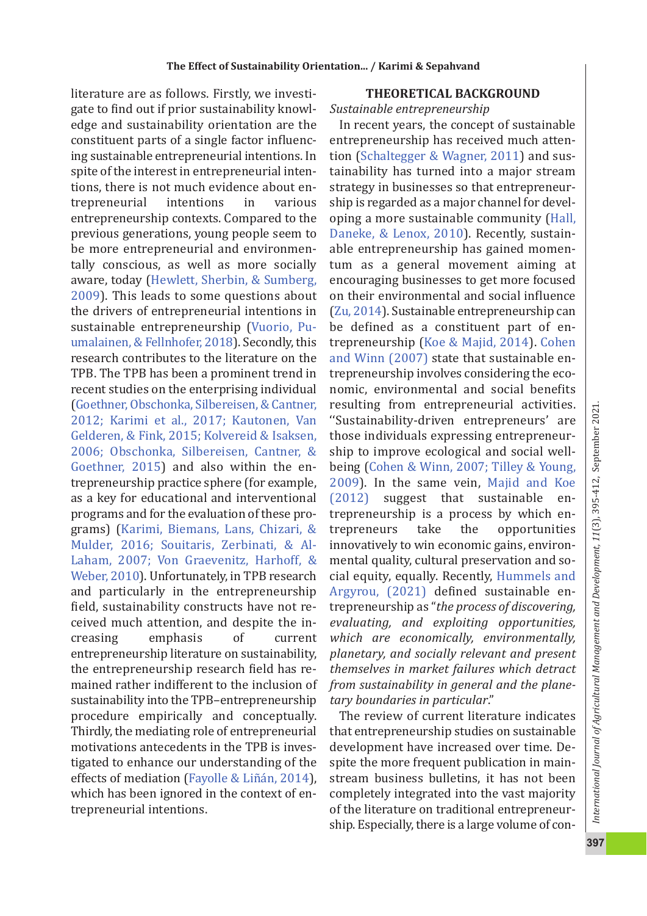literature are as follows. Firstly, we investigate to find out if prior sustainability knowledge and sustainability orientation are the constituent parts of a single factor influencing sustainable entrepreneurial intentions. In spite of the interest in entrepreneurial intentions, there is not much evidence about entrepreneurial intentions in various entrepreneurship contexts. Compared to the previous generations, young people seem to be more entrepreneurial and environmentally conscious, as well as more socially aware, today (Hewlett, Sherbin, & Sumberg, 2009). This leads to some questions about the drivers of entrepreneurial intentions in sustainable entrepreneurship (Vuorio, Puumalainen, & Fellnhofer, 2018). Secondly, this research contributes to the literature on the TPB. The TPB has been a prominent trend in recent studies on the enterprising individual (Goethner, Obschonka, Silbereisen, & Cantner, 2012; Karimi et al., 2017; Kautonen, Van Gelderen, & Fink, 2015; Kolvereid & Isaksen, 2006; Obschonka, Silbereisen, Cantner, & Goethner, 2015) and also within the entrepreneurship practice sphere (for example, as a key for educational and interventional programs and for the evaluation of these programs) (Karimi, Biemans, Lans, Chizari, & Mulder, 2016; Souitaris, Zerbinati, & Al-Laham, 2007; Von Graevenitz, Harhoff, & Weber, 2010). Unfortunately, in TPB research and particularly in the entrepreneurship field, sustainability constructs have not received much attention, and despite the increasing emphasis of current entrepreneurship literature on sustainability, the entrepreneurship research field has remained rather indifferent to the inclusion of sustainability into the TPB–entrepreneurship procedure empirically and conceptually. Thirdly, the mediating role of entrepreneurial motivations antecedents in the TPB is investigated to enhance our understanding of the effects of mediation (Fayolle & Liñán, 2014), which has been ignored in the context of entrepreneurial intentions.

## THEORETICAL BACKGROUND

### *Sustainable entrepreneurship*

In recent years, the concept of sustainable entrepreneurship has received much attention (Schaltegger & Wagner, 2011) and sustainability has turned into a major stream strategy in businesses so that entrepreneurship is regarded as a major channel for developing a more sustainable community (Hall, Daneke, & Lenox, 2010). Recently, sustainable entrepreneurship has gained momentum as a general movement aiming at encouraging businesses to get more focused on their environmental and social influence (Zu, 2014). Sustainable entrepreneurship can be defined as a constituent part of entrepreneurship (Koe & Majid, 2014). Cohen and Winn (2007) state that sustainable entrepreneurship involves considering the economic, environmental and social benefits resulting from entrepreneurial activities. "Sustainability-driven entrepreneurs' are those individuals expressing entrepreneurship to improve ecological and social well-being (Cohen & Winn, 2007; Tilley & Young, 2009). In the same vein, Majid and Koe (2012) suggest that sustainable entrepreneurship is a process by which entrepreneurs take the opportunities innovatively to win economic gains, environmental quality, cultural preservation and social equity, equally. Recently, Hummels and Argyrou, (2021) defined sustainable entrepreneurship as "*the process of discovering, evaluating, and exploiting opportunities, which are economically, environmentally, planetary, and socially relevant and present themselves in market failures which detract from sustainability in general and the planetary boundaries in particular*."

The review of current literature indicates that entrepreneurship studies on sustainable development have increased over time. Despite the more frequent publication in mainstream business bulletins, it has not been completely integrated into the vast majority of the literature on traditional entrepreneurship. Especially, there is a large volume of con-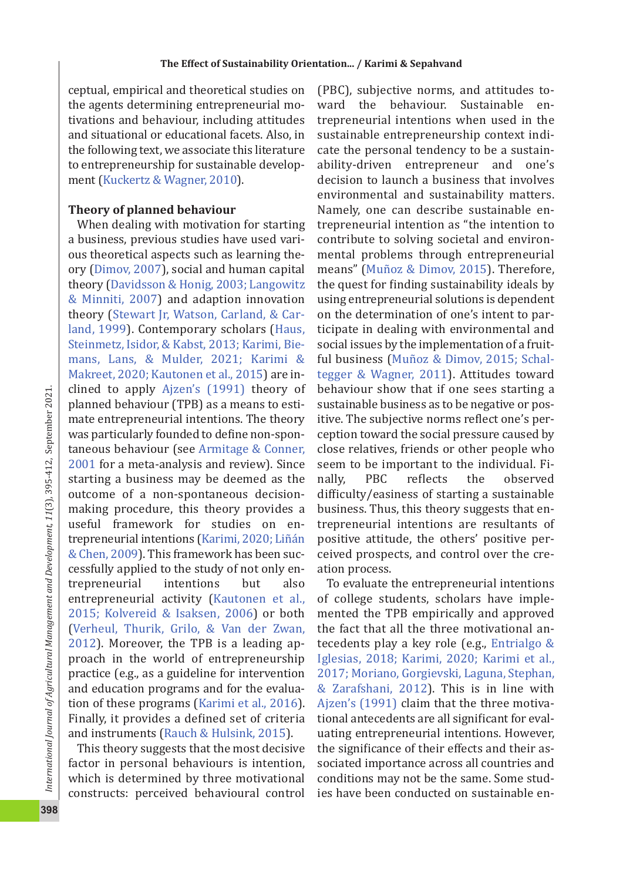ceptual, empirical and theoretical studies on the agents determining entrepreneurial motivations and behaviour, including attitudes and situational or educational facets. Also, in the following text, we associate this literature to entrepreneurship for sustainable development (Kuckertz & Wagner, 2010).

## Theory of planned behaviour

When dealing with motivation for starting a business, previous studies have used various theoretical aspects such as learning theory (Dimov, 2007), social and human capital theory (Davidsson & Honig, 2003; Langowitz & Minniti, 2007) and adaption innovation theory (Stewart Jr, Watson, Carland, & Carland, 1999). Contemporary scholars (Haus, Steinmetz, Isidor, & Kabst, 2013; Karimi, Biemans, Lans, & Mulder, 2021; Karimi & Makreet, 2020; Kautonen et al., 2015) are inclined to apply Ajzen's (1991) theory of planned behaviour (TPB) as a means to estimate entrepreneurial intentions. The theory was particularly founded to define non-spontaneous behaviour (see Armitage & Conner, 2001 for a meta-analysis and review). Since starting a business may be deemed as the outcome of a non-spontaneous decision-making procedure, this theory provides a useful framework for studies on entrepreneurial intentions (Karimi, 2020; Liñán & Chen, 2009). This framework has been successfully applied to the study of not only entrepreneurial intentions but also entrepreneurial activity (Kautonen et al., 2015; Kolvereid & Isaksen, 2006) or both (Verheul, Thurik, Grilo, & Van der Zwan, 2012). Moreover, the TPB is a leading approach in the world of entrepreneurship practice (e.g., as a guideline for intervention and education programs and for the evaluation of these programs (Karimi et al., 2016). Finally, it provides a defined set of criteria and instruments (Rauch & Hulsink, 2015).

This theory suggests that the most decisive factor in personal behaviours is intention, which is determined by three motivational constructs: perceived behavioural control (PBC), subjective norms, and attitudes toward the behaviour. Sustainable entrepreneurial intentions when used in the sustainable entrepreneurship context indicate the personal tendency to be a sustainability-driven entrepreneur and one's decision to launch a business that involves environmental and sustainability matters. Namely, one can describe sustainable entrepreneurial intention as "the intention to contribute to solving societal and environmental problems through entrepreneurial means" (Muñoz & Dimov, 2015). Therefore, the quest for finding sustainability ideals by using entrepreneurial solutions is dependent on the determination of one's intent to participate in dealing with environmental and social issues by the implementation of a fruitful business (Muñoz & Dimov, 2015; Schaltegger & Wagner, 2011). Attitudes toward behaviour show that if one sees starting a sustainable business as to be negative or positive. The subjective norms reflect one's perception toward the social pressure caused by close relatives, friends or other people who seem to be important to the individual. Finally, PBC reflects the observed difficulty/easiness of starting a sustainable business. Thus, this theory suggests that entrepreneurial intentions are resultants of positive attitude, the others' positive perceived prospects, and control over the creation process.

To evaluate the entrepreneurial intentions of college students, scholars have implemented the TPB empirically and approved the fact that all the three motivational antecedents play a key role (e.g., Entrialgo & Iglesias, 2018; Karimi, 2020; Karimi et al., 2017; Moriano, Gorgievski, Laguna, Stephan, & Zarafshani, 2012). This is in line with Ajzen's (1991) claim that the three motivational antecedents are all significant for evaluating entrepreneurial intentions. However, the significance of their effects and their associated importance across all countries and conditions may not be the same. Some studies have been conducted on sustainable en-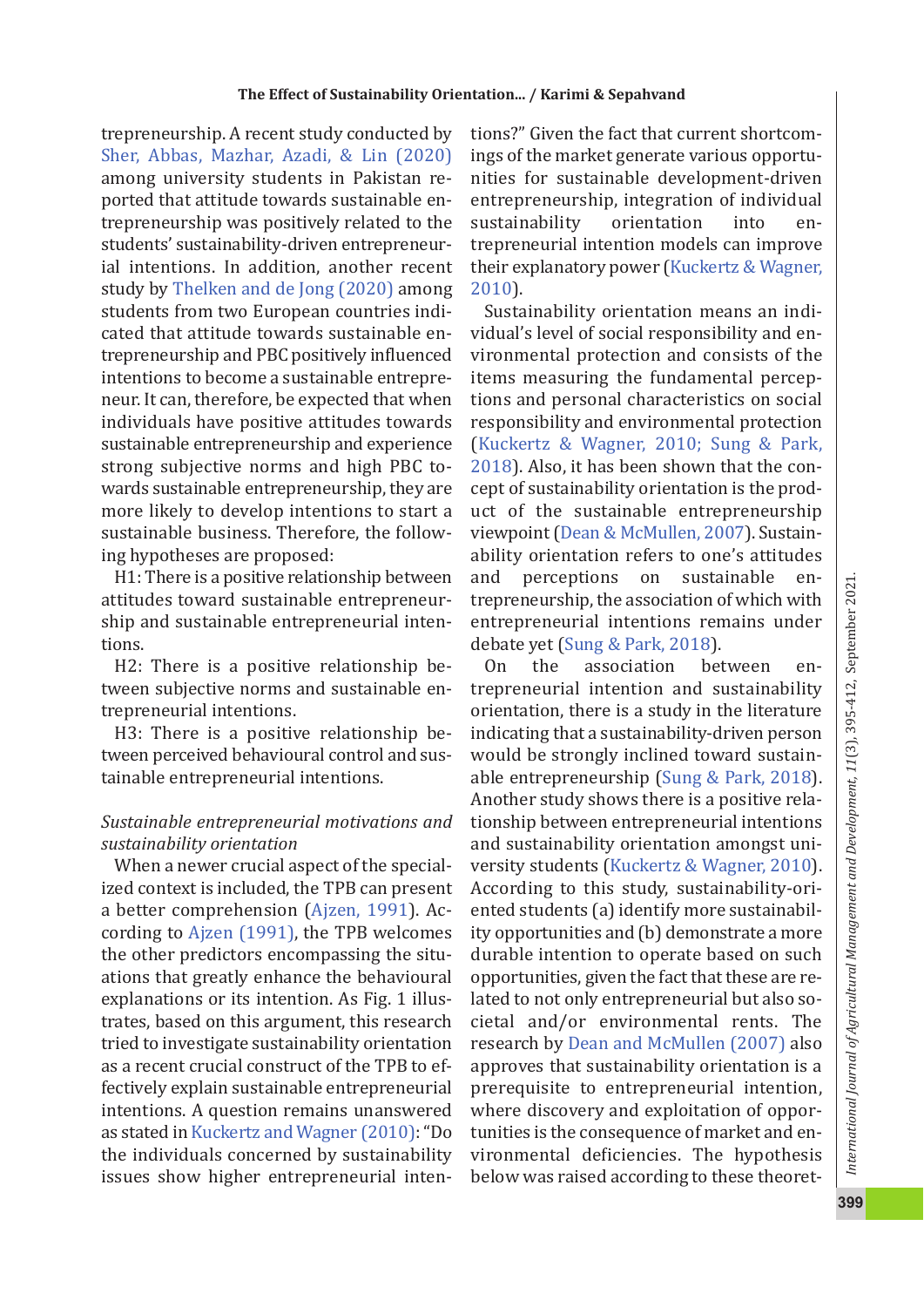trepreneurship. A recent study conducted by Sher, Abbas, Mazhar, Azadi, & Lin (2020) among university students in Pakistan reported that attitude towards sustainable entrepreneurship was positively related to the students' sustainability-driven entrepreneurial intentions. In addition, another recent study by Thelken and de Jong (2020) among students from two European countries indicated that attitude towards sustainable entrepreneurship and PBC positively influenced intentions to become a sustainable entrepreneur. It can, therefore, be expected that when individuals have positive attitudes towards sustainable entrepreneurship and experience strong subjective norms and high PBC towards sustainable entrepreneurship, they are more likely to develop intentions to start a sustainable business. Therefore, the following hypotheses are proposed:

H1: There is a positive relationship between attitudes toward sustainable entrepreneurship and sustainable entrepreneurial intentions.

H2: There is a positive relationship between subjective norms and sustainable entrepreneurial intentions.

H3: There is a positive relationship between perceived behavioural control and sustainable entrepreneurial intentions.

*Sustainable entrepreneurial motivations and sustainability orientation*

When a newer crucial aspect of the specialized context is included, the TPB can present a better comprehension (Ajzen, 1991). According to Ajzen (1991), the TPB welcomes the other predictors encompassing the situations that greatly enhance the behavioural explanations or its intention. As Fig. 1 illustrates, based on this argument, this research tried to investigate sustainability orientation as a recent crucial construct of the TPB to effectively explain sustainable entrepreneurial intentions. A question remains unanswered as stated in Kuckertz and Wagner (2010): "Do the individuals concerned by sustainability issues show higher entrepreneurial intentions?" Given the fact that current shortcomings of the market generate various opportunities for sustainable development-driven entrepreneurship, integration of individual sustainability orientation into entrepreneurial intention models can improve their explanatory power (Kuckertz & Wagner, 2010).

Sustainability orientation means an individual's level of social responsibility and environmental protection and consists of the items measuring the fundamental perceptions and personal characteristics on social responsibility and environmental protection (Kuckertz & Wagner, 2010; Sung & Park, 2018). Also, it has been shown that the concept of sustainability orientation is the product of the sustainable entrepreneurship viewpoint (Dean & McMullen, 2007). Sustainability orientation refers to one's attitudes and perceptions on sustainable entrepreneurship, the association of which with entrepreneurial intentions remains under debate yet (Sung & Park, 2018).

On the association between entrepreneurial intention and sustainability orientation, there is a study in the literature indicating that a sustainability-driven person would be strongly inclined toward sustainable entrepreneurship (Sung & Park, 2018). Another study shows there is a positive relationship between entrepreneurial intentions and sustainability orientation amongst university students (Kuckertz & Wagner, 2010). According to this study, sustainability-oriented students (a) identify more sustainability opportunities and (b) demonstrate a more durable intention to operate based on such opportunities, given the fact that these are related to not only entrepreneurial but also societal and/or environmental rents. The research by Dean and McMullen (2007) also approves that sustainability orientation is a prerequisite to entrepreneurial intention, where discovery and exploitation of opportunities is the consequence of market and environmental deficiencies. The hypothesis below was raised according to these theoret-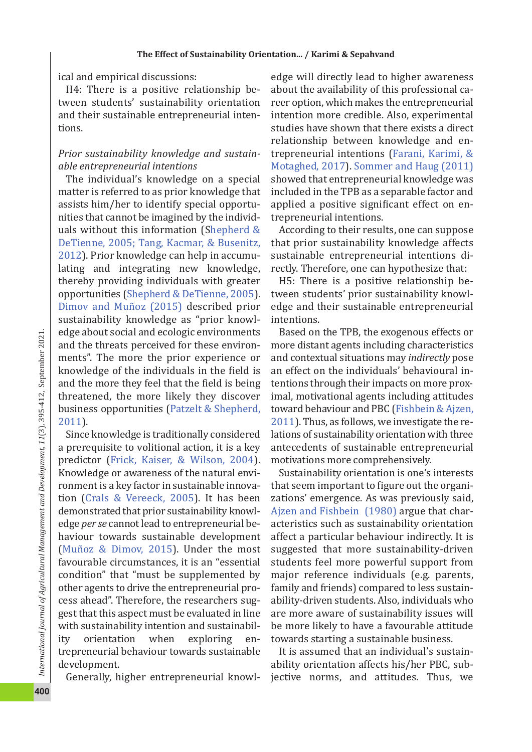ical and empirical discussions:

H4: There is a positive relationship between students' sustainability orientation and their sustainable entrepreneurial intentions.

*Prior sustainability knowledge and sustainable entrepreneurial intentions*

The individual's knowledge on a special matter is referred to as prior knowledge that assists him/her to identify special opportunities that cannot be imagined by the individuals without this information (Shepherd & DeTienne, 2005; Tang, Kacmar, & Busenitz, 2012). Prior knowledge can help in accumulating and integrating new knowledge, thereby providing individuals with greater opportunities (Shepherd & DeTienne, 2005). Dimov and Muñoz (2015) described prior sustainability knowledge as "prior knowledge about social and ecologic environments and the threats perceived for these environments". The more the prior experience or knowledge of the individuals in the field is and the more they feel that the field is being threatened, the more likely they discover business opportunities (Patzelt & Shepherd, 2011).

Since knowledge is traditionally considered a prerequisite to volitional action, it is a key predictor (Frick, Kaiser, & Wilson, 2004). Knowledge or awareness of the natural environment is a key factor in sustainable innovation (Crals & Vereeck, 2005). It has been demonstrated that prior sustainability knowledge *per se* cannot lead to entrepreneurial behaviour towards sustainable development (Muñoz & Dimov, 2015). Under the most favourable circumstances, it is an "essential condition" that "must be supplemented by other agents to drive the entrepreneurial process ahead". Therefore, the researchers suggest that this aspect must be evaluated in line with sustainability intention and sustainability orientation when exploring entrepreneurial behaviour towards sustainable development.

Generally, higher entrepreneurial knowledge will directly lead to higher awareness about the availability of this professional career option, which makes the entrepreneurial intention more credible. Also, experimental studies have shown that there exists a direct relationship between knowledge and entrepreneurial intentions (Farani, Karimi, & Motaghed, 2017). Sommer and Haug (2011) showed that entrepreneurial knowledge was included in the TPB as a separable factor and applied a positive significant effect on entrepreneurial intentions.

According to their results, one can suppose that prior sustainability knowledge affects sustainable entrepreneurial intentions directly. Therefore, one can hypothesize that:

H5: There is a positive relationship between students' prior sustainability knowledge and their sustainable entrepreneurial intentions.

Based on the TPB, the exogenous effects or more distant agents including characteristics and contextual situations may *indirectly* pose an effect on the individuals' behavioural intentions through their impacts on more proximal, motivational agents including attitudes toward behaviour and PBC (Fishbein & Ajzen, 2011). Thus, as follows, we investigate the relations of sustainability orientation with three antecedents of sustainable entrepreneurial motivations more comprehensively.

Sustainability orientation is one's interests that seem important to figure out the organizations' emergence. As was previously said, Ajzen and Fishbein (1980) argue that characteristics such as sustainability orientation affect a particular behaviour indirectly. It is suggested that more sustainability-driven students feel more powerful support from major reference individuals (e.g. parents, family and friends) compared to less sustainability-driven students. Also, individuals who are more aware of sustainability issues will be more likely to have a favourable attitude towards starting a sustainable business.

It is assumed that an individual's sustainability orientation affects his/her PBC, subjective norms, and attitudes. Thus, we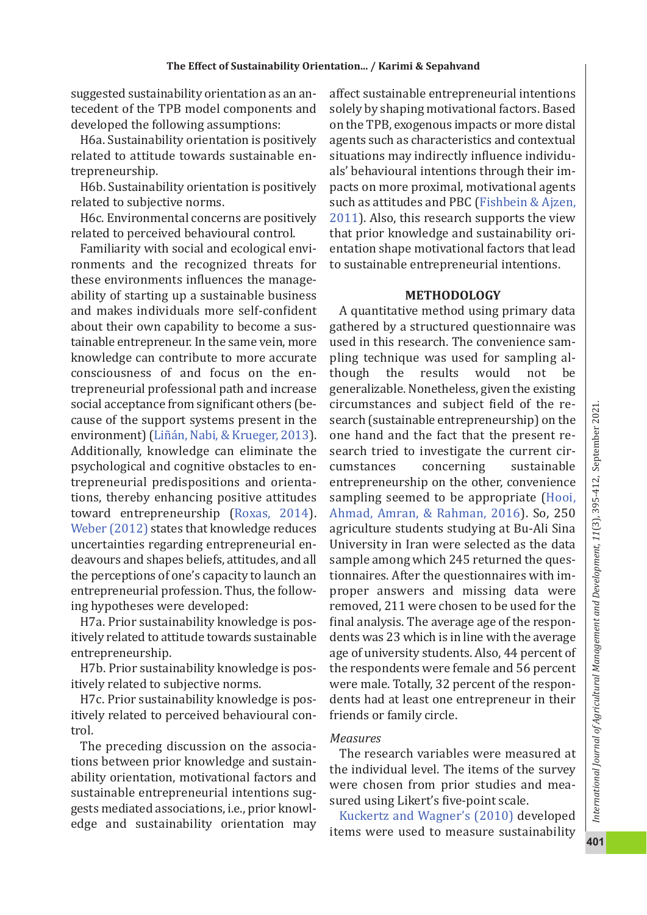suggested sustainability orientation as an antecedent of the TPB model components and developed the following assumptions:

H6a. Sustainability orientation is positively related to attitude towards sustainable entrepreneurship.

H6b. Sustainability orientation is positively related to subjective norms.

H6c. Environmental concerns are positively related to perceived behavioural control.

Familiarity with social and ecological environments and the recognized threats for these environments influences the manageability of starting up a sustainable business and makes individuals more self-confident about their own capability to become a sustainable entrepreneur. In the same vein, more knowledge can contribute to more accurate consciousness of and focus on the entrepreneurial professional path and increase social acceptance from significant others (because of the support systems present in the environment) (Liñán, Nabi, & Krueger, 2013). Additionally, knowledge can eliminate the psychological and cognitive obstacles to entrepreneurial predispositions and orientations, thereby enhancing positive attitudes toward entrepreneurship (Roxas, 2014). Weber (2012) states that knowledge reduces uncertainties regarding entrepreneurial endeavours and shapes beliefs, attitudes, and all the perceptions of one's capacity to launch an entrepreneurial profession. Thus, the following hypotheses were developed:

H7a. Prior sustainability knowledge is positively related to attitude towards sustainable entrepreneurship.

H7b. Prior sustainability knowledge is positively related to subjective norms.

H7c. Prior sustainability knowledge is positively related to perceived behavioural control.

The preceding discussion on the associations between prior knowledge and sustainability orientation, motivational factors and sustainable entrepreneurial intentions suggests mediated associations, i.e., prior knowledge and sustainability orientation may affect sustainable entrepreneurial intentions solely by shaping motivational factors. Based on the TPB, exogenous impacts or more distal agents such as characteristics and contextual situations may indirectly influence individuals' behavioural intentions through their impacts on more proximal, motivational agents such as attitudes and PBC (Fishbein & Ajzen, 2011). Also, this research supports the view that prior knowledge and sustainability orientation shape motivational factors that lead to sustainable entrepreneurial intentions.

## METHODOLOGY

A quantitative method using primary data gathered by a structured questionnaire was used in this research. The convenience sampling technique was used for sampling although the results would not be generalizable. Nonetheless, given the existing circumstances and subject field of the research (sustainable entrepreneurship) on the one hand and the fact that the present research tried to investigate the current circumstances concerning sustainable entrepreneurship on the other, convenience sampling seemed to be appropriate (Hooi, Ahmad, Amran, & Rahman, 2016). So, 250 agriculture students studying at Bu-Ali Sina University in Iran were selected as the data sample among which 245 returned the questionnaires. After the questionnaires with improper answers and missing data were removed, 211 were chosen to be used for the final analysis. The average age of the respondents was 23 which is in line with the average age of university students. Also, 44 percent of the respondents were female and 56 percent were male. Totally, 32 percent of the respondents had at least one entrepreneur in their friends or family circle.

### *Measures*

The research variables were measured at the individual level. The items of the survey were chosen from prior studies and measured using Likert's five-point scale.

Kuckertz and Wagner's (2010) developed items were used to measure sustainability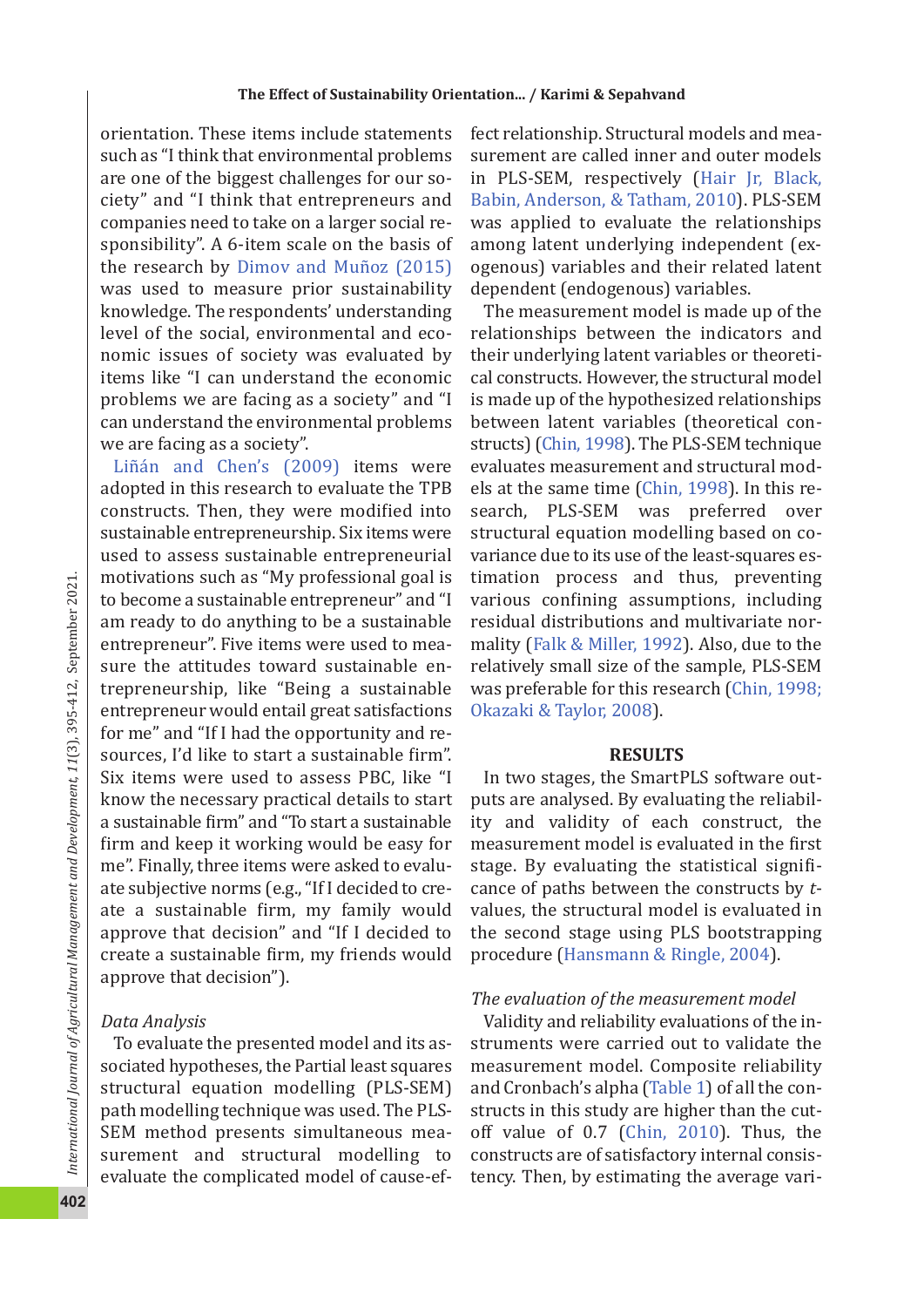orientation. These items include statements such as "I think that environmental problems are one of the biggest challenges for our society" and "I think that entrepreneurs and companies need to take on a larger social responsibility". A 6-item scale on the basis of the research by Dimov and Muñoz (2015) was used to measure prior sustainability knowledge. The respondents' understanding level of the social, environmental and economic issues of society was evaluated by items like "I can understand the economic problems we are facing as a society" and "I can understand the environmental problems we are facing as a society".

Liñán and Chen's (2009) items were adopted in this research to evaluate the TPB constructs. Then, they were modified into sustainable entrepreneurship. Six items were used to assess sustainable entrepreneurial motivations such as "My professional goal is to become a sustainable entrepreneur" and "I am ready to do anything to be a sustainable entrepreneur". Five items were used to measure the attitudes toward sustainable entrepreneurship, like "Being a sustainable entrepreneur would entail great satisfactions for me" and "If I had the opportunity and resources, I'd like to start a sustainable firm". Six items were used to assess PBC, like "I know the necessary practical details to start a sustainable firm" and "To start a sustainable firm and keep it working would be easy for me". Finally, three items were asked to evaluate subjective norms (e.g., "If I decided to create a sustainable firm, my family would approve that decision" and "If I decided to create a sustainable firm, my friends would approve that decision").

### *Data Analysis*

To evaluate the presented model and its associated hypotheses, the Partial least squares structural equation modelling (PLS-SEM) path modelling technique was used. The PLS-SEM method presents simultaneous measurement and structural modelling to evaluate the complicated model of cause-effect relationship. Structural models and measurement are called inner and outer models in PLS-SEM, respectively (Hair Jr, Black, Babin, Anderson, & Tatham, 2010). PLS-SEM was applied to evaluate the relationships among latent underlying independent (exogenous) variables and their related latent dependent (endogenous) variables.

The measurement model is made up of the relationships between the indicators and their underlying latent variables or theoretical constructs. However, the structural model is made up of the hypothesized relationships between latent variables (theoretical constructs) (Chin, 1998). The PLS-SEM technique evaluates measurement and structural models at the same time (Chin, 1998). In this research, PLS-SEM was preferred over structural equation modelling based on covariance due to its use of the least-squares estimation process and thus, preventing various confining assumptions, including residual distributions and multivariate normality (Falk & Miller, 1992). Also, due to the relatively small size of the sample, PLS-SEM was preferable for this research (Chin, 1998; Okazaki & Taylor, 2008).

## RESULTS

In two stages, the SmartPLS software outputs are analysed. By evaluating the reliability and validity of each construct, the measurement model is evaluated in the first stage. By evaluating the statistical significance of paths between the constructs by *t*-values, the structural model is evaluated in the second stage using PLS bootstrapping procedure (Hansmann & Ringle, 2004).

### *The evaluation of the measurement model*

Validity and reliability evaluations of the instruments were carried out to validate the measurement model. Composite reliability and Cronbach's alpha (Table 1) of all the constructs in this study are higher than the cut-off value of 0.7 (Chin, 2010). Thus, the constructs are of satisfactory internal consistency. Then, by estimating the average vari-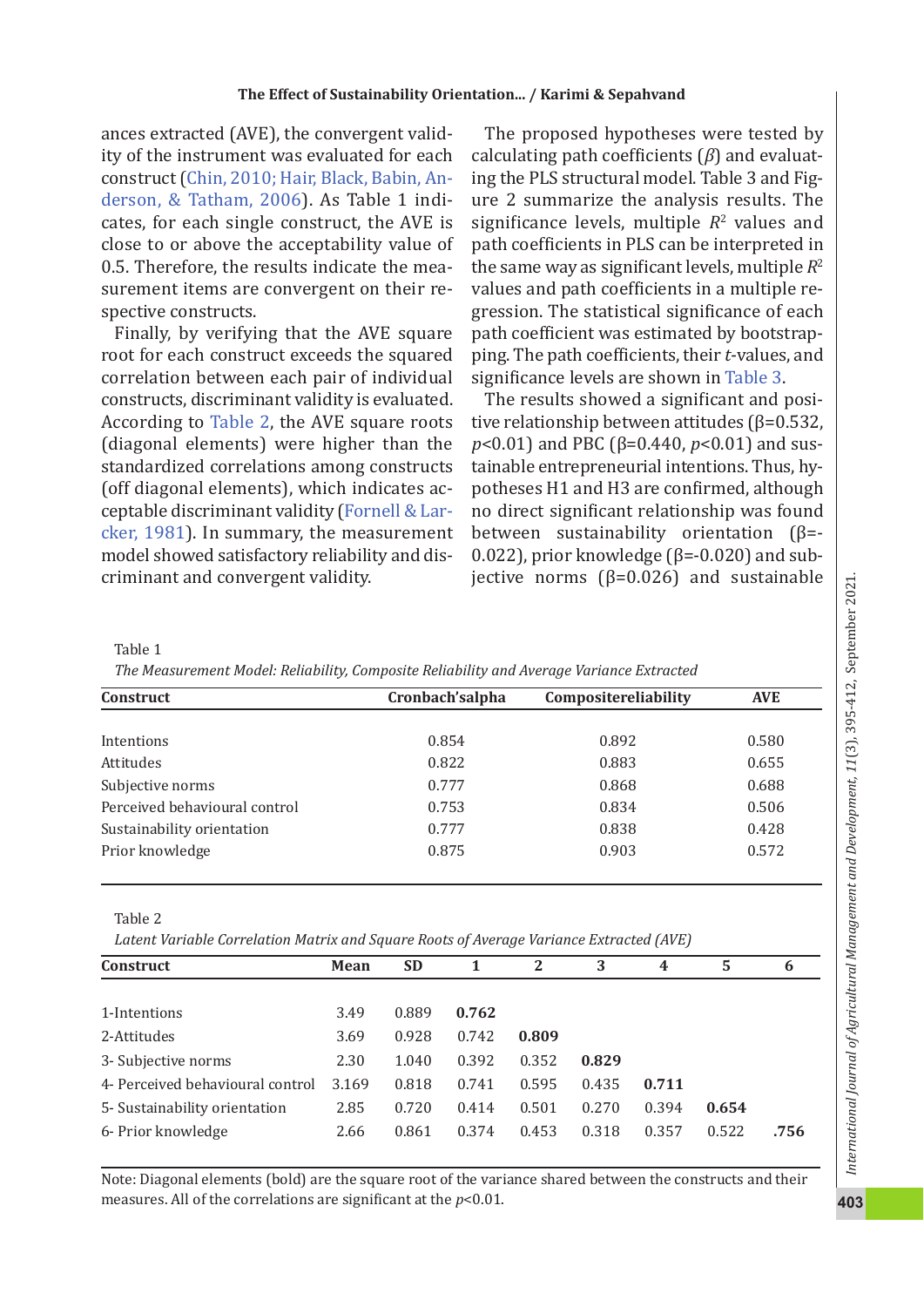ances extracted (AVE), the convergent validity of the instrument was evaluated for each construct (Chin, 2010; Hair, Black, Babin, Anderson, & Tatham, 2006). As Table 1 indicates, for each single construct, the AVE is close to or above the acceptability value of 0.5. Therefore, the results indicate the measurement items are convergent on their respective constructs.

Finally, by verifying that the AVE square root for each construct exceeds the squared correlation between each pair of individual constructs, discriminant validity is evaluated. According to Table 2, the AVE square roots (diagonal elements) were higher than the standardized correlations among constructs (off diagonal elements), which indicates acceptable discriminant validity (Fornell & Larcker, 1981). In summary, the measurement model showed satisfactory reliability and discriminant and convergent validity.

The proposed hypotheses were tested by calculating path coefficients ($\beta$) and evaluating the PLS structural model. Table 3 and Figure 2 summarize the analysis results. The significance levels, multiple $R^2$ values and path coefficients in PLS can be interpreted in the same way as significant levels, multiple $R^2$ values and path coefficients in a multiple regression. The statistical significance of each path coefficient was estimated by bootstrapping. The path coefficients, their *t*-values, and significance levels are shown in Table 3.

The results showed a significant and positive relationship between attitudes ($\beta$=0.532, $p<0.01$) and PBC ($\beta$=0.440, $p<0.01$) and sustainable entrepreneurial intentions. Thus, hypotheses H1 and H3 are confirmed, although no direct significant relationship was found between sustainability orientation ($\beta$=-0.022), prior knowledge ($\beta$=-0.020) and subjective norms ($\beta$=0.026) and sustainable

Table 1

*The Measurement Model: Reliability, Composite Reliability and Average Variance Extracted*

| Construct | Cronbach'salpha | Compositereliability | AVE |
|---|---|---|---|
| Intentions | 0.854 | 0.892 | 0.580 |
| Attitudes | 0.822 | 0.883 | 0.655 |
| Subjective norms | 0.777 | 0.868 | 0.688 |
| Perceived behavioural control | 0.753 | 0.834 | 0.506 |
| Sustainability orientation | 0.777 | 0.838 | 0.428 |
| Prior knowledge | 0.875 | 0.903 | 0.572 |

Table 2

*Latent Variable Correlation Matrix and Square Roots of Average Variance Extracted (AVE)*

| Construct | Mean | SD | 1 | 2 | 3 | 4 | 5 | 6 |
|---|---|---|---|---|---|---|---|---|
| 1-Intentions | 3.49 | 0.889 | **0.762** | | | | | |
| 2-Attitudes | 3.69 | 0.928 | 0.742 | **0.809** | | | | |
| 3- Subjective norms | 2.30 | 1.040 | 0.392 | 0.352 | **0.829** | | | |
| 4- Perceived behavioural control | 3.169 | 0.818 | 0.741 | 0.595 | 0.435 | **0.711** | | |
| 5- Sustainability orientation | 2.85 | 0.720 | 0.414 | 0.501 | 0.270 | 0.394 | **0.654** | |
| 6- Prior knowledge | 2.66 | 0.861 | 0.374 | 0.453 | 0.318 | 0.357 | 0.522 | **.756** |

Note: Diagonal elements (bold) are the square root of the variance shared between the constructs and their measures. All of the correlations are significant at the $p<0.01$.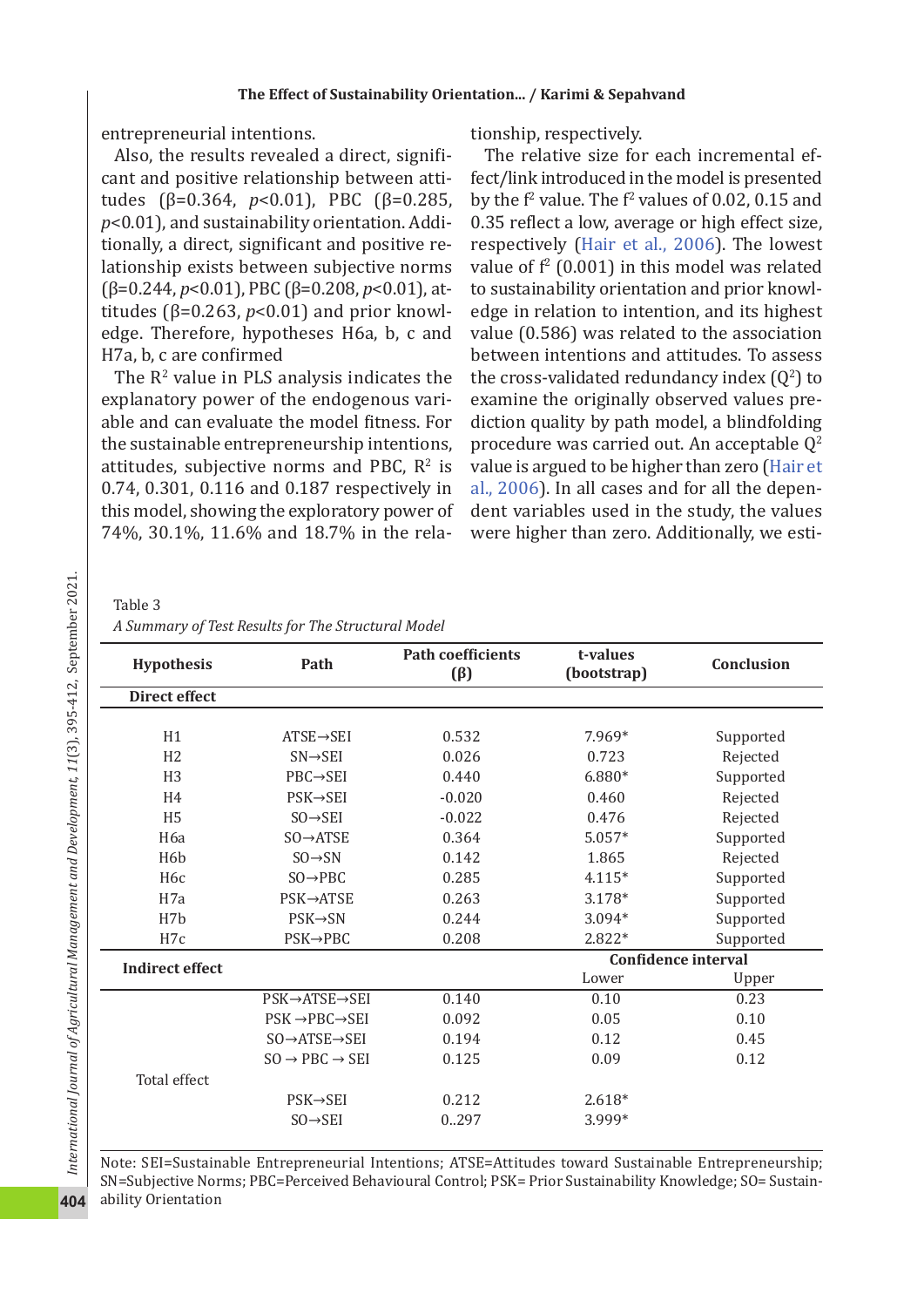entrepreneurial intentions.

Also, the results revealed a direct, significant and positive relationship between attitudes (β=0.364, $p<0.01$), PBC (β=0.285, $p<0.01$), and sustainability orientation. Additionally, a direct, significant and positive relationship exists between subjective norms (β=0.244, $p<0.01$), PBC (β=0.208, $p<0.01$), attitudes (β=0.263, $p<0.01$) and prior knowledge. Therefore, hypotheses H6a, b, c and H7a, b, c are confirmed

The $R^2$ value in PLS analysis indicates the explanatory power of the endogenous variable and can evaluate the model fitness. For the sustainable entrepreneurship intentions, attitudes, subjective norms and PBC, $R^2$ is 0.74, 0.301, 0.116 and 0.187 respectively in this model, showing the exploratory power of 74%, 30.1%, 11.6% and 18.7% in the relationship, respectively.

The relative size for each incremental effect/link introduced in the model is presented by the $f^2$ value. The $f^2$ values of 0.02, 0.15 and 0.35 reflect a low, average or high effect size, respectively (Hair et al., 2006). The lowest value of $f^2$ (0.001) in this model was related to sustainability orientation and prior knowledge in relation to intention, and its highest value (0.586) was related to the association between intentions and attitudes. To assess the cross-validated redundancy index ($Q^2$) to examine the originally observed values prediction quality by path model, a blindfolding procedure was carried out. An acceptable $Q^2$ value is argued to be higher than zero (Hair et al., 2006). In all cases and for all the dependent variables used in the study, the values were higher than zero. Additionally, we esti-

Table 3

*A Summary of Test Results for The Structural Model*

| Hypothesis | Path | Path coefficients (β) | t-values (bootstrap) | Conclusion |
|---|---|---|---|---|
| **Direct effect** | | | | |
| H1 | ATSE→SEI | 0.532 | 7.969* | Supported |
| H2 | SN→SEI | 0.026 | 0.723 | Rejected |
| H3 | PBC→SEI | 0.440 | 6.880* | Supported |
| H4 | PSK→SEI | -0.020 | 0.460 | Rejected |
| H5 | SO→SEI | -0.022 | 0.476 | Rejected |
| H6a | SO→ATSE | 0.364 | 5.057* | Supported |
| H6b | SO→SN | 0.142 | 1.865 | Rejected |
| H6c | SO→PBC | 0.285 | 4.115* | Supported |
| H7a | PSK→ATSE | 0.263 | 3.178* | Supported |
| H7b | PSK→SN | 0.244 | 3.094* | Supported |
| H7c | PSK→PBC | 0.208 | 2.822* | Supported |
| **Indirect effect** | | | **Confidence interval** Lower | Upper |
| | PSK→ATSE→SEI | 0.140 | 0.10 | 0.23 |
| | PSK →PBC→SEI | 0.092 | 0.05 | 0.10 |
| | SO→ATSE→SEI | 0.194 | 0.12 | 0.45 |
| | SO → PBC → SEI | 0.125 | 0.09 | 0.12 |
| Total effect | | | | |
| | PSK→SEI | 0.212 | 2.618* | |
| | SO→SEI | 0..297 | 3.999* | |

Note: SEI=Sustainable Entrepreneurial Intentions; ATSE=Attitudes toward Sustainable Entrepreneurship; SN=Subjective Norms; PBC=Perceived Behavioural Control; PSK= Prior Sustainability Knowledge; SO= Sustainability Orientation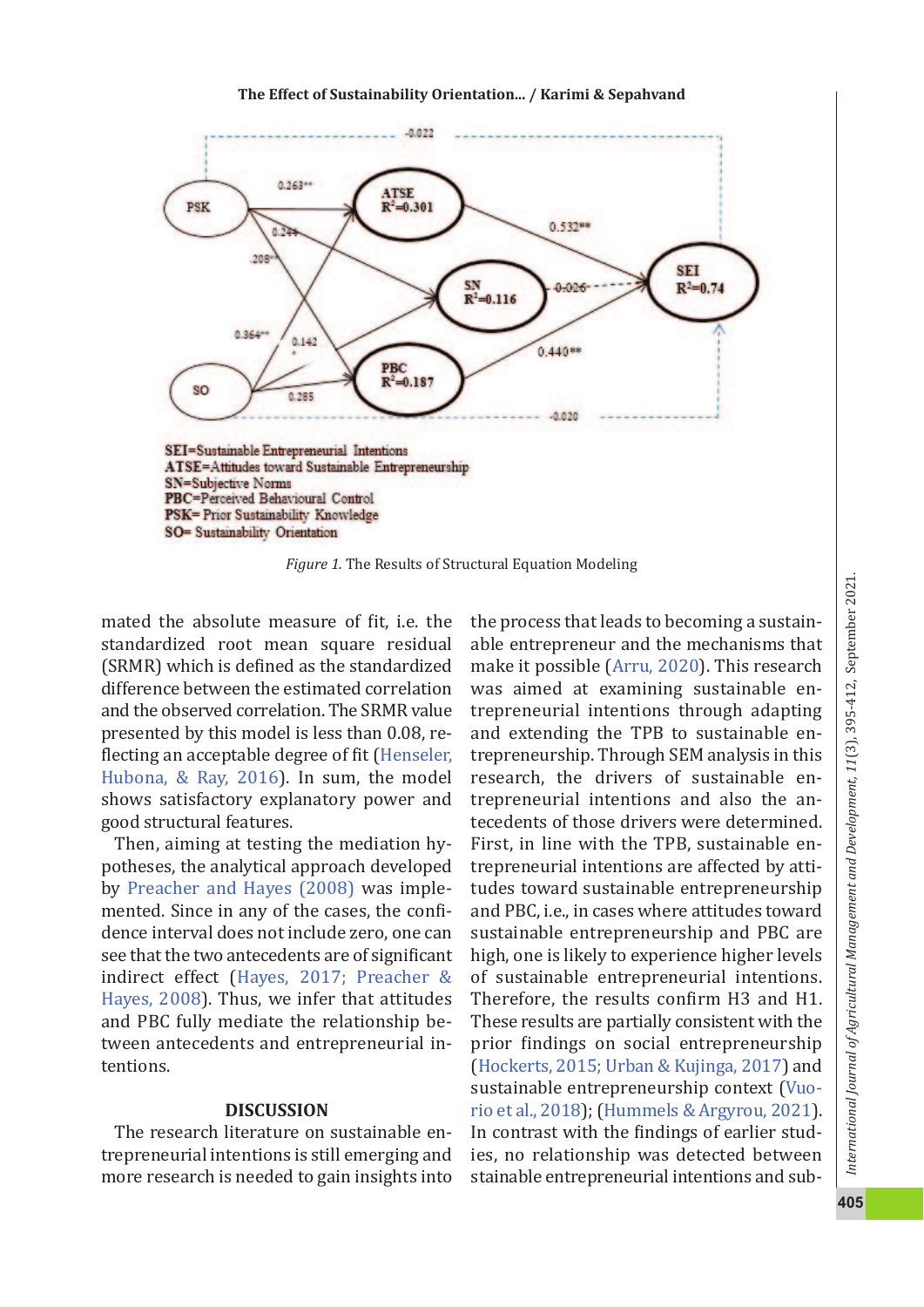*Figure 1.* The Results of Structural Equation Modeling

mated the absolute measure of fit, i.e. the standardized root mean square residual (SRMR) which is defined as the standardized difference between the estimated correlation and the observed correlation. The SRMR value presented by this model is less than 0.08, reflecting an acceptable degree of fit (Henseler, Hubona, & Ray, 2016). In sum, the model shows satisfactory explanatory power and good structural features.

Then, aiming at testing the mediation hypotheses, the analytical approach developed by Preacher and Hayes (2008) was implemented. Since in any of the cases, the confidence interval does not include zero, one can see that the two antecedents are of significant indirect effect (Hayes, 2017; Preacher & Hayes, 2008). Thus, we infer that attitudes and PBC fully mediate the relationship between antecedents and entrepreneurial intentions.

## DISCUSSION

The research literature on sustainable entrepreneurial intentions is still emerging and more research is needed to gain insights into the process that leads to becoming a sustainable entrepreneur and the mechanisms that make it possible (Arru, 2020). This research was aimed at examining sustainable entrepreneurial intentions through adapting and extending the TPB to sustainable entrepreneurship. Through SEM analysis in this research, the drivers of sustainable entrepreneurial intentions and also the antecedents of those drivers were determined. First, in line with the TPB, sustainable entrepreneurial intentions are affected by attitudes toward sustainable entrepreneurship and PBC, i.e., in cases where attitudes toward sustainable entrepreneurship and PBC are high, one is likely to experience higher levels of sustainable entrepreneurial intentions. Therefore, the results confirm H3 and H1. These results are partially consistent with the prior findings on social entrepreneurship (Hockerts, 2015; Urban & Kujinga, 2017) and sustainable entrepreneurship context (Vuorio et al., 2018); (Hummels & Argyrou, 2021). In contrast with the findings of earlier studies, no relationship was detected between stainable entrepreneurial intentions and sub-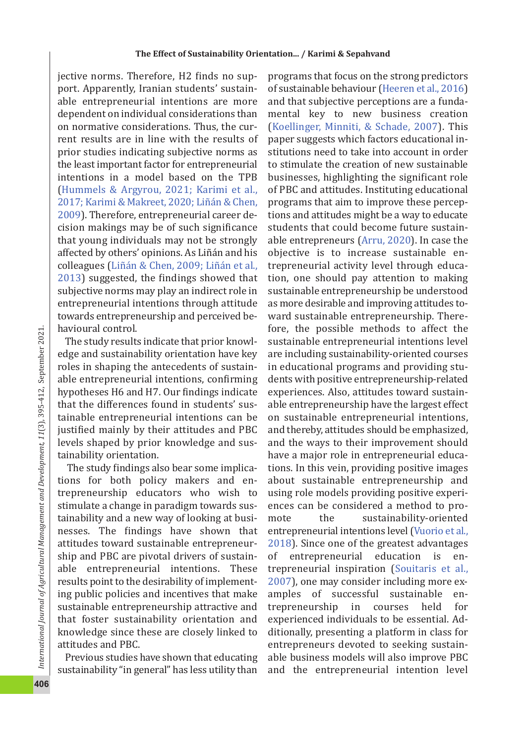jective norms. Therefore, H2 finds no support. Apparently, Iranian students' sustainable entrepreneurial intentions are more dependent on individual considerations than on normative considerations. Thus, the current results are in line with the results of prior studies indicating subjective norms as the least important factor for entrepreneurial intentions in a model based on the TPB (Hummels & Argyrou, 2021; Karimi et al., 2017; Karimi & Makreet, 2020; Liñán & Chen, 2009). Therefore, entrepreneurial career decision makings may be of such significance that young individuals may not be strongly affected by others' opinions. As Liñán and his colleagues (Liñán & Chen, 2009; Liñán et al., 2013) suggested, the findings showed that subjective norms may play an indirect role in entrepreneurial intentions through attitude towards entrepreneurship and perceived behavioural control.

The study results indicate that prior knowledge and sustainability orientation have key roles in shaping the antecedents of sustainable entrepreneurial intentions, confirming hypotheses H6 and H7. Our findings indicate that the differences found in students' sustainable entrepreneurial intentions can be justified mainly by their attitudes and PBC levels shaped by prior knowledge and sustainability orientation.

The study findings also bear some implications for both policy makers and entrepreneurship educators who wish to stimulate a change in paradigm towards sustainability and a new way of looking at businesses. The findings have shown that attitudes toward sustainable entrepreneurship and PBC are pivotal drivers of sustainable entrepreneurial intentions. These results point to the desirability of implementing public policies and incentives that make sustainable entrepreneurship attractive and that foster sustainability orientation and knowledge since these are closely linked to attitudes and PBC.

Previous studies have shown that educating sustainability "in general" has less utility than programs that focus on the strong predictors of sustainable behaviour (Heeren et al., 2016) and that subjective perceptions are a fundamental key to new business creation (Koellinger, Minniti, & Schade, 2007). This paper suggests which factors educational institutions need to take into account in order to stimulate the creation of new sustainable businesses, highlighting the significant role of PBC and attitudes. Instituting educational programs that aim to improve these perceptions and attitudes might be a way to educate students that could become future sustainable entrepreneurs (Arru, 2020). In case the objective is to increase sustainable entrepreneurial activity level through education, one should pay attention to making sustainable entrepreneurship be understood as more desirable and improving attitudes toward sustainable entrepreneurship. Therefore, the possible methods to affect the sustainable entrepreneurial intentions level are including sustainability-oriented courses in educational programs and providing students with positive entrepreneurship-related experiences. Also, attitudes toward sustainable entrepreneurship have the largest effect on sustainable entrepreneurial intentions, and thereby, attitudes should be emphasized, and the ways to their improvement should have a major role in entrepreneurial educations. In this vein, providing positive images about sustainable entrepreneurship and using role models providing positive experiences can be considered a method to promote the sustainability-oriented entrepreneurial intentions level (Vuorio et al., 2018). Since one of the greatest advantages of entrepreneurial education is entrepreneurial inspiration (Souitaris et al., 2007), one may consider including more examples of successful sustainable entrepreneurship in courses held for experienced individuals to be essential. Additionally, presenting a platform in class for entrepreneurs devoted to seeking sustainable business models will also improve PBC and the entrepreneurial intention level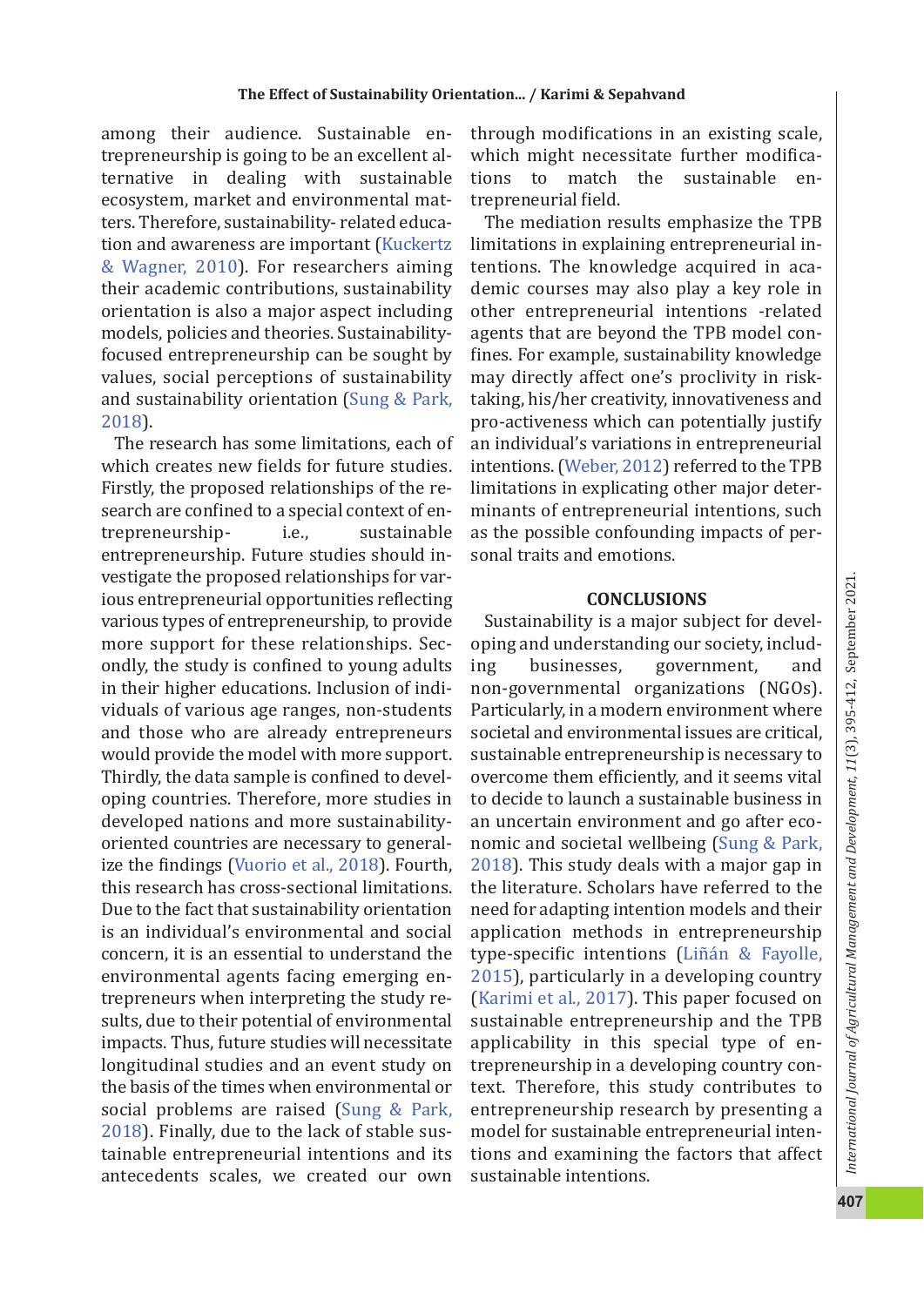among their audience. Sustainable entrepreneurship is going to be an excellent alternative in dealing with sustainable ecosystem, market and environmental matters. Therefore, sustainability- related education and awareness are important (Kuckertz & Wagner, 2010). For researchers aiming their academic contributions, sustainability orientation is also a major aspect including models, policies and theories. Sustainability-focused entrepreneurship can be sought by values, social perceptions of sustainability and sustainability orientation (Sung & Park, 2018).

The research has some limitations, each of which creates new fields for future studies. Firstly, the proposed relationships of the research are confined to a special context of entrepreneurship- i.e., sustainable entrepreneurship. Future studies should investigate the proposed relationships for various entrepreneurial opportunities reflecting various types of entrepreneurship, to provide more support for these relationships. Secondly, the study is confined to young adults in their higher educations. Inclusion of individuals of various age ranges, non-students and those who are already entrepreneurs would provide the model with more support. Thirdly, the data sample is confined to developing countries. Therefore, more studies in developed nations and more sustainability-oriented countries are necessary to generalize the findings (Vuorio et al., 2018). Fourth, this research has cross-sectional limitations. Due to the fact that sustainability orientation is an individual's environmental and social concern, it is an essential to understand the environmental agents facing emerging entrepreneurs when interpreting the study results, due to their potential of environmental impacts. Thus, future studies will necessitate longitudinal studies and an event study on the basis of the times when environmental or social problems are raised (Sung & Park, 2018). Finally, due to the lack of stable sustainable entrepreneurial intentions and its antecedents scales, we created our own through modifications in an existing scale, which might necessitate further modifications to match the sustainable entrepreneurial field.

The mediation results emphasize the TPB limitations in explaining entrepreneurial intentions. The knowledge acquired in academic courses may also play a key role in other entrepreneurial intentions -related agents that are beyond the TPB model confines. For example, sustainability knowledge may directly affect one's proclivity in risk-taking, his/her creativity, innovativeness and pro-activeness which can potentially justify an individual's variations in entrepreneurial intentions. (Weber, 2012) referred to the TPB limitations in explicating other major determinants of entrepreneurial intentions, such as the possible confounding impacts of personal traits and emotions.

## CONCLUSIONS

Sustainability is a major subject for developing and understanding our society, including businesses, government, and non-governmental organizations (NGOs). Particularly, in a modern environment where societal and environmental issues are critical, sustainable entrepreneurship is necessary to overcome them efficiently, and it seems vital to decide to launch a sustainable business in an uncertain environment and go after economic and societal wellbeing (Sung & Park, 2018). This study deals with a major gap in the literature. Scholars have referred to the need for adapting intention models and their application methods in entrepreneurship type-specific intentions (Liñán & Fayolle, 2015), particularly in a developing country (Karimi et al., 2017). This paper focused on sustainable entrepreneurship and the TPB applicability in this special type of entrepreneurship in a developing country context. Therefore, this study contributes to entrepreneurship research by presenting a model for sustainable entrepreneurial intentions and examining the factors that affect sustainable intentions.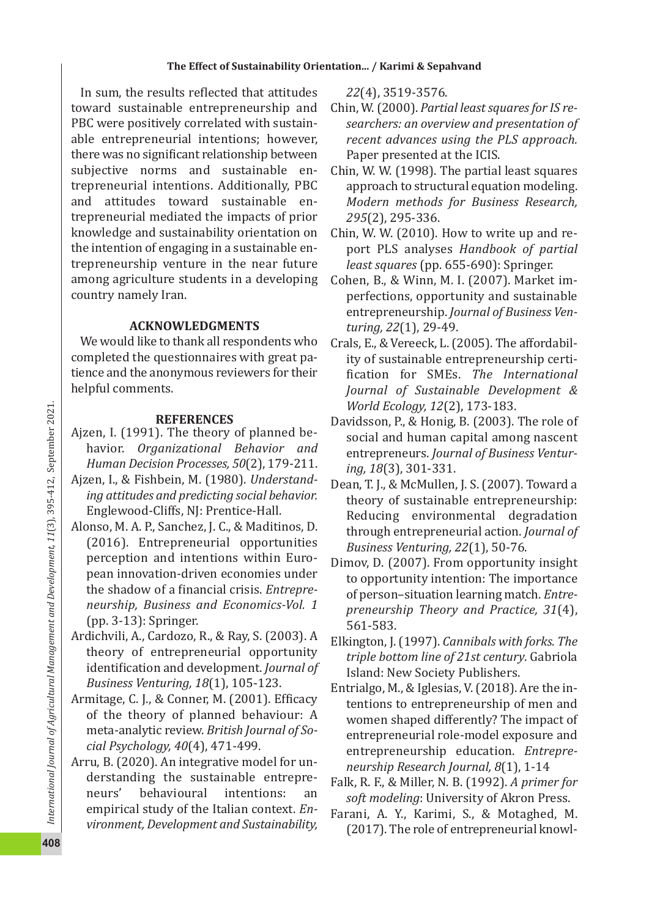In sum, the results reflected that attitudes toward sustainable entrepreneurship and PBC were positively correlated with sustainable entrepreneurial intentions; however, there was no significant relationship between subjective norms and sustainable entrepreneurial intentions. Additionally, PBC and attitudes toward sustainable entrepreneurial mediated the impacts of prior knowledge and sustainability orientation on the intention of engaging in a sustainable entrepreneurship venture in the near future among agriculture students in a developing country namely Iran.

## ACKNOWLEDGMENTS

We would like to thank all respondents who completed the questionnaires with great patience and the anonymous reviewers for their helpful comments.

## REFERENCES

Ajzen, I. (1991). The theory of planned behavior. *Organizational Behavior and Human Decision Processes, 50*(2), 179-211.

Ajzen, I., & Fishbein, M. (1980). *Understanding attitudes and predicting social behavior.* Englewood-Cliffs, NJ: Prentice-Hall.

Alonso, M. A. P., Sanchez, J. C., & Maditinos, D. (2016). Entrepreneurial opportunities perception and intentions within European innovation-driven economies under the shadow of a financial crisis. *Entrepreneurship, Business and Economics-Vol. 1* (pp. 3-13): Springer.

Ardichvili, A., Cardozo, R., & Ray, S. (2003). A theory of entrepreneurial opportunity identification and development. *Journal of Business Venturing, 18*(1), 105-123.

Armitage, C. J., & Conner, M. (2001). Efficacy of the theory of planned behaviour: A meta-analytic review. *British Journal of Social Psychology, 40*(4), 471-499.

Arru, B. (2020). An integrative model for understanding the sustainable entrepreneurs' behavioural intentions: an empirical study of the Italian context. *Environment, Development and Sustainability, 22*(4), 3519-3576.

Chin, W. (2000). *Partial least squares for IS researchers: an overview and presentation of recent advances using the PLS approach.* Paper presented at the ICIS.

Chin, W. W. (1998). The partial least squares approach to structural equation modeling. *Modern methods for Business Research, 295*(2), 295-336.

Chin, W. W. (2010). How to write up and report PLS analyses *Handbook of partial least squares* (pp. 655-690): Springer.

Cohen, B., & Winn, M. I. (2007). Market imperfections, opportunity and sustainable entrepreneurship. *Journal of Business Venturing, 22*(1), 29-49.

Crals, E., & Vereeck, L. (2005). The affordability of sustainable entrepreneurship certification for SMEs. *The International Journal of Sustainable Development & World Ecology, 12*(2), 173-183.

Davidsson, P., & Honig, B. (2003). The role of social and human capital among nascent entrepreneurs. *Journal of Business Venturing, 18*(3), 301-331.

Dean, T. J., & McMullen, J. S. (2007). Toward a theory of sustainable entrepreneurship: Reducing environmental degradation through entrepreneurial action. *Journal of Business Venturing, 22*(1), 50-76.

Dimov, D. (2007). From opportunity insight to opportunity intention: The importance of person–situation learning match. *Entrepreneurship Theory and Practice, 31*(4), 561-583.

Elkington, J. (1997). *Cannibals with forks. The triple bottom line of 21st century*. Gabriola Island: New Society Publishers.

Entrialgo, M., & Iglesias, V. (2018). Are the intentions to entrepreneurship of men and women shaped differently? The impact of entrepreneurial role-model exposure and entrepreneurship education. *Entrepreneurship Research Journal, 8*(1), 1-14

Falk, R. F., & Miller, N. B. (1992). *A primer for soft modeling*: University of Akron Press.

Farani, A. Y., Karimi, S., & Motaghed, M. (2017). The role of entrepreneurial knowl-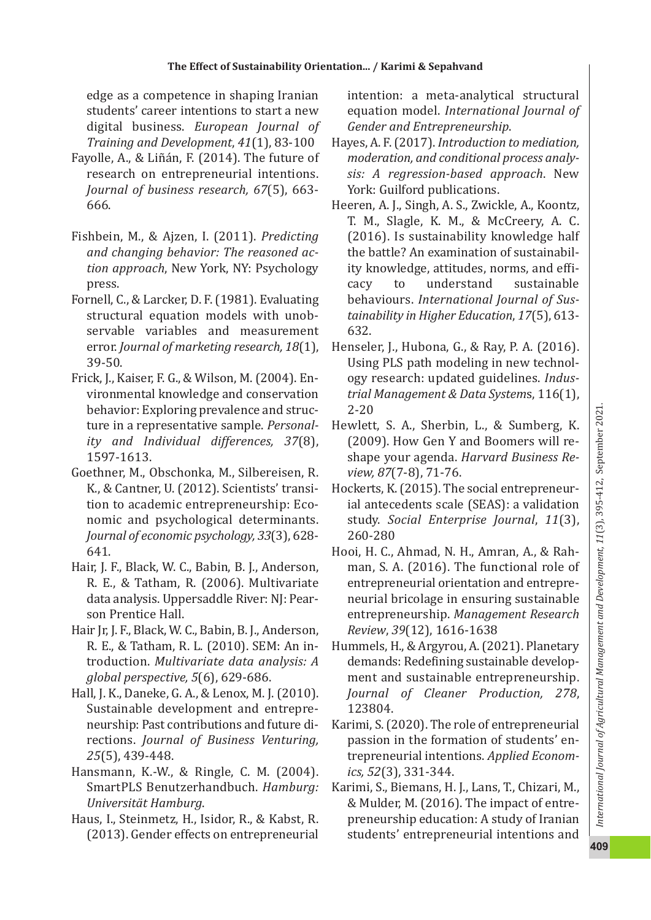edge as a competence in shaping Iranian students' career intentions to start a new digital business. *European Journal of Training and Development*, *41*(1), 83-100

Fayolle, A., & Liñán, F. (2014). The future of research on entrepreneurial intentions. *Journal of business research, 67*(5), 663-666.

Fishbein, M., & Ajzen, I. (2011). *Predicting and changing behavior: The reasoned action approach*, New York, NY: Psychology press.

Fornell, C., & Larcker, D. F. (1981). Evaluating structural equation models with unobservable variables and measurement error. *Journal of marketing research, 18*(1), 39-50.

Frick, J., Kaiser, F. G., & Wilson, M. (2004). Environmental knowledge and conservation behavior: Exploring prevalence and structure in a representative sample. *Personality and Individual differences, 37*(8), 1597-1613.

Goethner, M., Obschonka, M., Silbereisen, R. K., & Cantner, U. (2012). Scientists' transition to academic entrepreneurship: Economic and psychological determinants. *Journal of economic psychology, 33*(3), 628-641.

Hair, J. F., Black, W. C., Babin, B. J., Anderson, R. E., & Tatham, R. (2006). Multivariate data analysis. Uppersaddle River: NJ: Pearson Prentice Hall.

Hair Jr, J. F., Black, W. C., Babin, B. J., Anderson, R. E., & Tatham, R. L. (2010). SEM: An introduction. *Multivariate data analysis: A global perspective, 5*(6), 629-686.

Hall, J. K., Daneke, G. A., & Lenox, M. J. (2010). Sustainable development and entrepreneurship: Past contributions and future directions. *Journal of Business Venturing, 25*(5), 439-448.

Hansmann, K.-W., & Ringle, C. M. (2004). SmartPLS Benutzerhandbuch. *Hamburg: Universität Hamburg*.

Haus, I., Steinmetz, H., Isidor, R., & Kabst, R. (2013). Gender effects on entrepreneurial intention: a meta-analytical structural equation model. *International Journal of Gender and Entrepreneurship*.

Hayes, A. F. (2017). *Introduction to mediation, moderation, and conditional process analysis: A regression-based approach*. New York: Guilford publications.

Heeren, A. J., Singh, A. S., Zwickle, A., Koontz, T. M., Slagle, K. M., & McCreery, A. C. (2016). Is sustainability knowledge half the battle? An examination of sustainability knowledge, attitudes, norms, and efficacy to understand sustainable behaviours. *International Journal of Sustainability in Higher Education*, *17*(5), 613-632.

Henseler, J., Hubona, G., & Ray, P. A. (2016). Using PLS path modeling in new technology research: updated guidelines. *Industrial Management & Data System*s, 116(1), 2-20

Hewlett, S. A., Sherbin, L., & Sumberg, K. (2009). How Gen Y and Boomers will reshape your agenda. *Harvard Business Review, 87*(7-8), 71-76.

Hockerts, K. (2015). The social entrepreneurial antecedents scale (SEAS): a validation study. *Social Enterprise Journal*, *11*(3), 260-280

Hooi, H. C., Ahmad, N. H., Amran, A., & Rahman, S. A. (2016). The functional role of entrepreneurial orientation and entrepreneurial bricolage in ensuring sustainable entrepreneurship. *Management Research Review*, *39*(12), 1616-1638

Hummels, H., & Argyrou, A. (2021). Planetary demands: Redefining sustainable development and sustainable entrepreneurship. *Journal of Cleaner Production, 278*, 123804.

Karimi, S. (2020). The role of entrepreneurial passion in the formation of students' entrepreneurial intentions. *Applied Economics, 52*(3), 331-344.

Karimi, S., Biemans, H. J., Lans, T., Chizari, M., & Mulder, M. (2016). The impact of entrepreneurship education: A study of Iranian students' entrepreneurial intentions and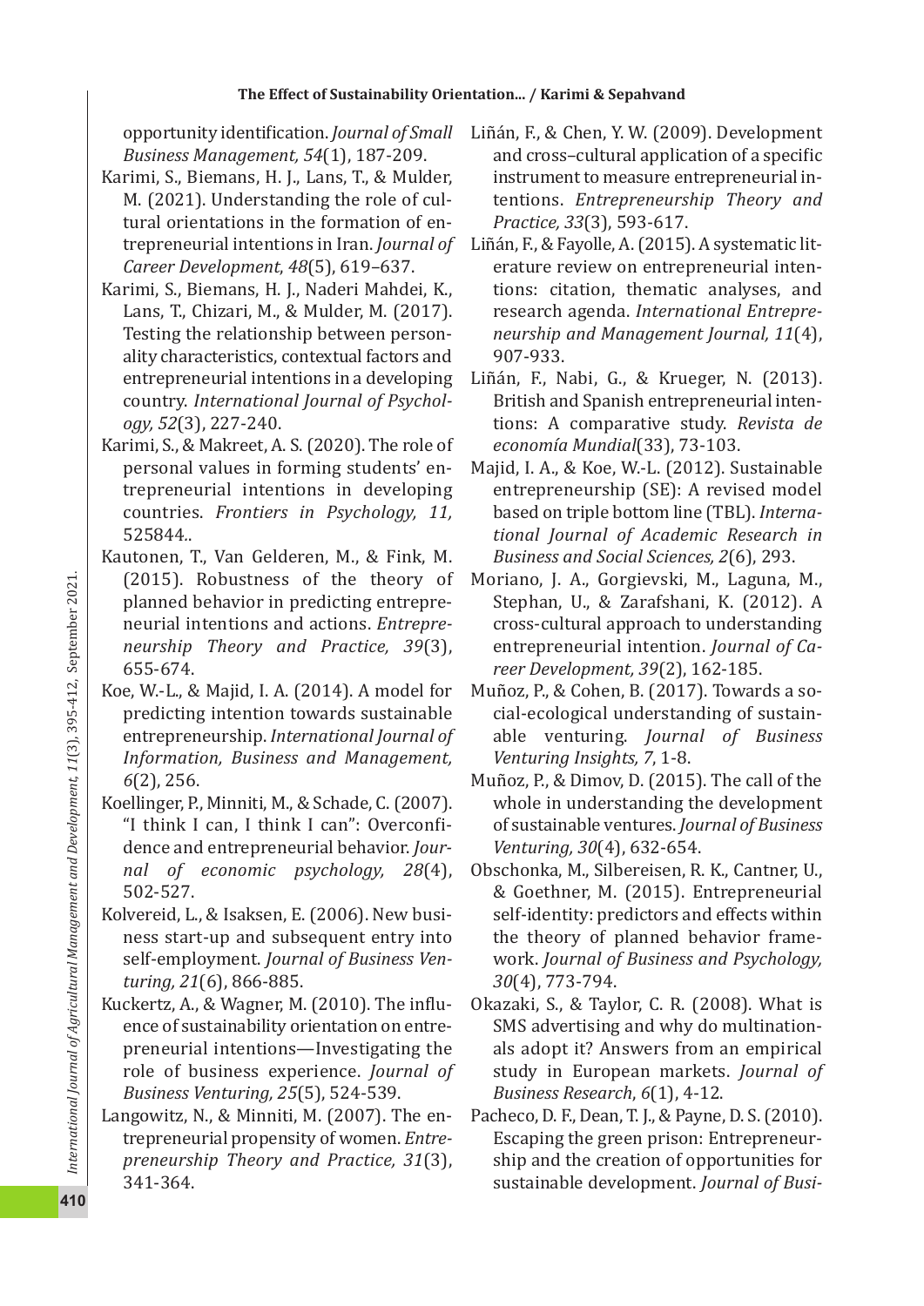opportunity identification. *Journal of Small Business Management, 54*(1), 187-209.

Karimi, S., Biemans, H. J., Lans, T., & Mulder, M. (2021). Understanding the role of cultural orientations in the formation of entrepreneurial intentions in Iran. *Journal of Career Development*, *48*(5), 619–637.

Karimi, S., Biemans, H. J., Naderi Mahdei, K., Lans, T., Chizari, M., & Mulder, M. (2017). Testing the relationship between personality characteristics, contextual factors and entrepreneurial intentions in a developing country. *International Journal of Psychology, 52*(3), 227-240.

Karimi, S., & Makreet, A. S. (2020). The role of personal values in forming students' entrepreneurial intentions in developing countries. *Frontiers in Psychology, 11,* 525844..

Kautonen, T., Van Gelderen, M., & Fink, M. (2015). Robustness of the theory of planned behavior in predicting entrepreneurial intentions and actions. *Entrepreneurship Theory and Practice, 39*(3), 655-674.

Koe, W.-L., & Majid, I. A. (2014). A model for predicting intention towards sustainable entrepreneurship. *International Journal of Information, Business and Management, 6*(2), 256.

Koellinger, P., Minniti, M., & Schade, C. (2007). "I think I can, I think I can": Overconfidence and entrepreneurial behavior. *Journal of economic psychology, 28*(4), 502-527.

Kolvereid, L., & Isaksen, E. (2006). New business start-up and subsequent entry into self-employment. *Journal of Business Venturing, 21*(6), 866-885.

Kuckertz, A., & Wagner, M. (2010). The influence of sustainability orientation on entrepreneurial intentions—Investigating the role of business experience. *Journal of Business Venturing, 25*(5), 524-539.

Langowitz, N., & Minniti, M. (2007). The entrepreneurial propensity of women. *Entrepreneurship Theory and Practice, 31*(3), 341-364.

Liñán, F., & Chen, Y. W. (2009). Development and cross–cultural application of a specific instrument to measure entrepreneurial intentions. *Entrepreneurship Theory and Practice, 33*(3), 593-617.

Liñán, F., & Fayolle, A. (2015). A systematic literature review on entrepreneurial intentions: citation, thematic analyses, and research agenda. *International Entrepreneurship and Management Journal, 11*(4), 907-933.

Liñán, F., Nabi, G., & Krueger, N. (2013). British and Spanish entrepreneurial intentions: A comparative study. *Revista de economía Mundial*(33), 73-103.

Majid, I. A., & Koe, W.-L. (2012). Sustainable entrepreneurship (SE): A revised model based on triple bottom line (TBL). *International Journal of Academic Research in Business and Social Sciences, 2*(6), 293.

Moriano, J. A., Gorgievski, M., Laguna, M., Stephan, U., & Zarafshani, K. (2012). A cross-cultural approach to understanding entrepreneurial intention. *Journal of Career Development, 39*(2), 162-185.

Muñoz, P., & Cohen, B. (2017). Towards a social-ecological understanding of sustainable venturing. *Journal of Business Venturing Insights, 7*, 1-8.

Muñoz, P., & Dimov, D. (2015). The call of the whole in understanding the development of sustainable ventures. *Journal of Business Venturing, 30*(4), 632-654.

Obschonka, M., Silbereisen, R. K., Cantner, U., & Goethner, M. (2015). Entrepreneurial self-identity: predictors and effects within the theory of planned behavior framework. *Journal of Business and Psychology, 30*(4), 773-794.

Okazaki, S., & Taylor, C. R. (2008). What is SMS advertising and why do multinationals adopt it? Answers from an empirical study in European markets. *Journal of Business Research*, *6*(1), 4-12.

Pacheco, D. F., Dean, T. J., & Payne, D. S. (2010). Escaping the green prison: Entrepreneurship and the creation of opportunities for sustainable development. *Journal of Busi-*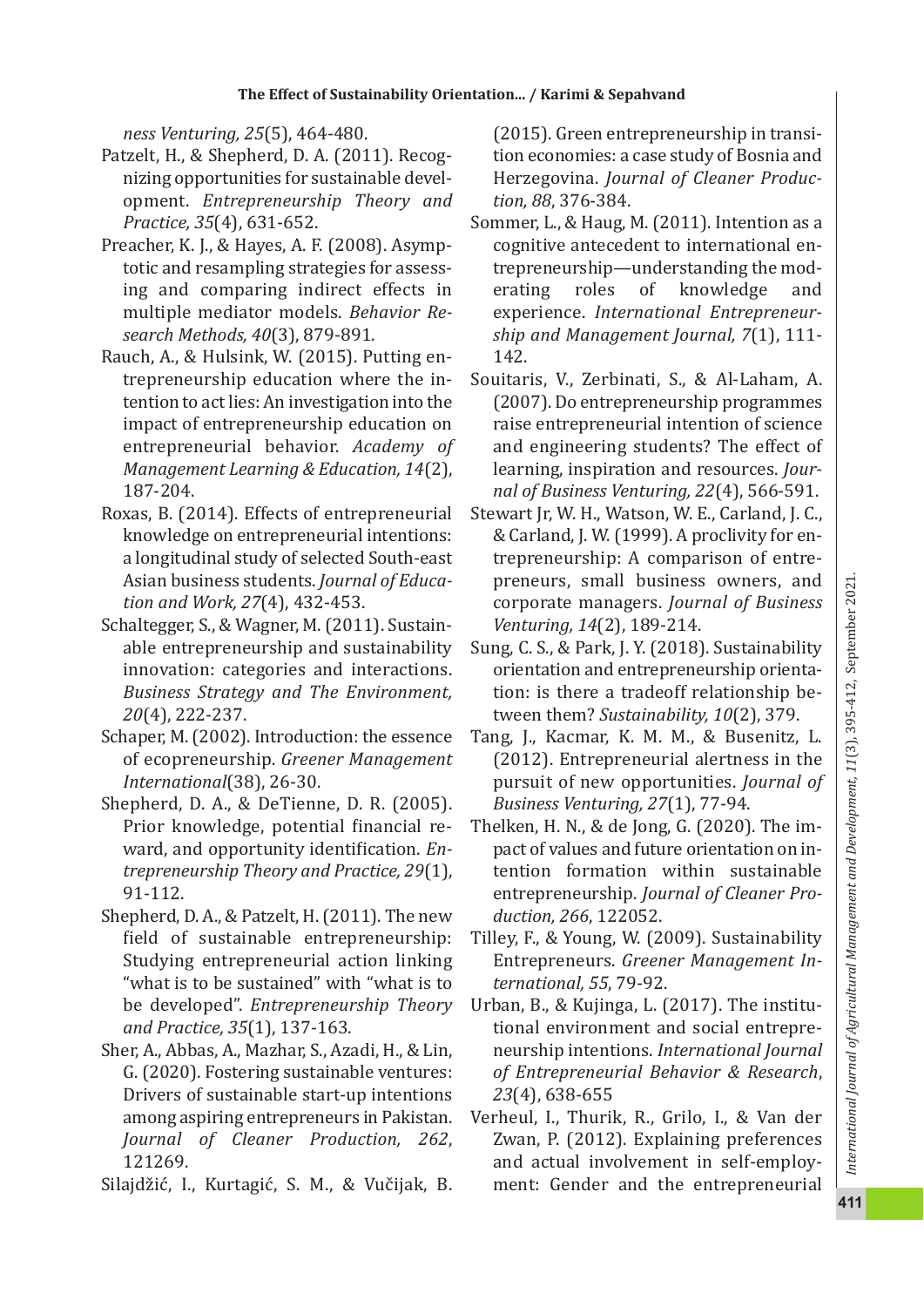*ness Venturing, 25*(5), 464-480.

Patzelt, H., & Shepherd, D. A. (2011). Recognizing opportunities for sustainable development. *Entrepreneurship Theory and Practice, 35*(4), 631-652.

Preacher, K. J., & Hayes, A. F. (2008). Asymptotic and resampling strategies for assessing and comparing indirect effects in multiple mediator models. *Behavior Research Methods, 40*(3), 879-891.

Rauch, A., & Hulsink, W. (2015). Putting entrepreneurship education where the intention to act lies: An investigation into the impact of entrepreneurship education on entrepreneurial behavior. *Academy of Management Learning & Education, 14*(2), 187-204.

Roxas, B. (2014). Effects of entrepreneurial knowledge on entrepreneurial intentions: a longitudinal study of selected South-east Asian business students. *Journal of Education and Work, 27*(4), 432-453.

Schaltegger, S., & Wagner, M. (2011). Sustainable entrepreneurship and sustainability innovation: categories and interactions. *Business Strategy and The Environment, 20*(4), 222-237.

Schaper, M. (2002). Introduction: the essence of ecopreneurship. *Greener Management International*(38), 26-30.

Shepherd, D. A., & DeTienne, D. R. (2005). Prior knowledge, potential financial reward, and opportunity identification. *Entrepreneurship Theory and Practice, 29*(1), 91-112.

Shepherd, D. A., & Patzelt, H. (2011). The new field of sustainable entrepreneurship: Studying entrepreneurial action linking "what is to be sustained" with "what is to be developed". *Entrepreneurship Theory and Practice, 35*(1), 137-163.

Sher, A., Abbas, A., Mazhar, S., Azadi, H., & Lin, G. (2020). Fostering sustainable ventures: Drivers of sustainable start-up intentions among aspiring entrepreneurs in Pakistan. *Journal of Cleaner Production, 262*, 121269.

Silajdžić, I., Kurtagić, S. M., & Vučijak, B. (2015). Green entrepreneurship in transition economies: a case study of Bosnia and Herzegovina. *Journal of Cleaner Production, 88*, 376-384.

Sommer, L., & Haug, M. (2011). Intention as a cognitive antecedent to international entrepreneurship—understanding the moderating roles of knowledge and experience. *International Entrepreneurship and Management Journal, 7*(1), 111-142.

Souitaris, V., Zerbinati, S., & Al-Laham, A. (2007). Do entrepreneurship programmes raise entrepreneurial intention of science and engineering students? The effect of learning, inspiration and resources. *Journal of Business Venturing, 22*(4), 566-591.

Stewart Jr, W. H., Watson, W. E., Carland, J. C., & Carland, J. W. (1999). A proclivity for entrepreneurship: A comparison of entrepreneurs, small business owners, and corporate managers. *Journal of Business Venturing, 14*(2), 189-214.

Sung, C. S., & Park, J. Y. (2018). Sustainability orientation and entrepreneurship orientation: is there a tradeoff relationship between them? *Sustainability, 10*(2), 379.

Tang, J., Kacmar, K. M. M., & Busenitz, L. (2012). Entrepreneurial alertness in the pursuit of new opportunities. *Journal of Business Venturing, 27*(1), 77-94.

Thelken, H. N., & de Jong, G. (2020). The impact of values and future orientation on intention formation within sustainable entrepreneurship. *Journal of Cleaner Production, 266*, 122052.

Tilley, F., & Young, W. (2009). Sustainability Entrepreneurs. *Greener Management International, 55*, 79-92.

Urban, B., & Kujinga, L. (2017). The institutional environment and social entrepreneurship intentions. *International Journal of Entrepreneurial Behavior & Research*, *23*(4), 638-655

Verheul, I., Thurik, R., Grilo, I., & Van der Zwan, P. (2012). Explaining preferences and actual involvement in self-employment: Gender and the entrepreneurial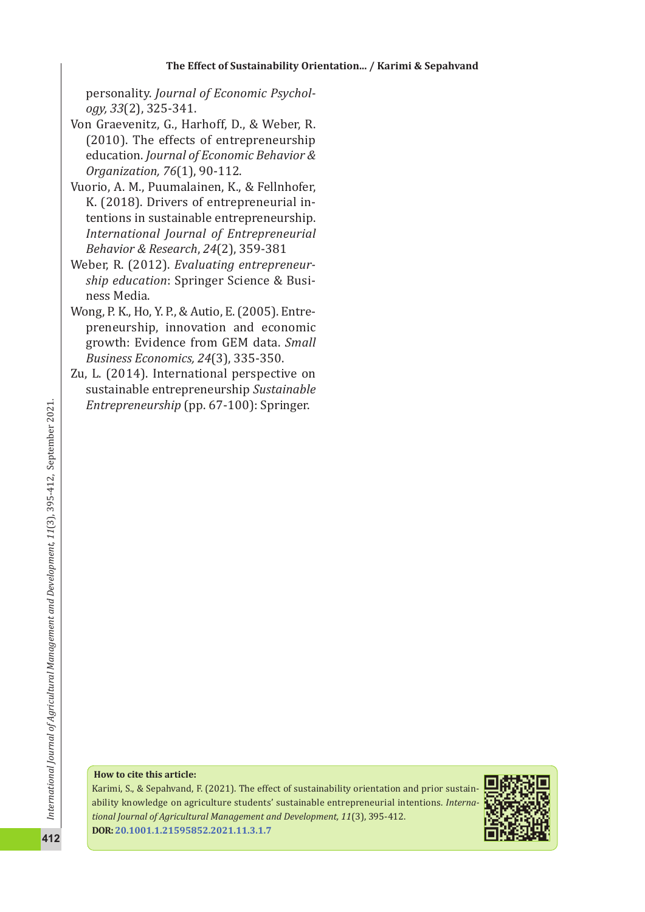personality. *Journal of Economic Psychology, 33*(2), 325-341.

Von Graevenitz, G., Harhoff, D., & Weber, R. (2010). The effects of entrepreneurship education. *Journal of Economic Behavior & Organization, 76*(1), 90-112.

Vuorio, A. M., Puumalainen, K., & Fellnhofer, K. (2018). Drivers of entrepreneurial intentions in sustainable entrepreneurship. *International Journal of Entrepreneurial Behavior & Research*, *24*(2), 359-381

Weber, R. (2012). *Evaluating entrepreneurship education*: Springer Science & Business Media.

Wong, P. K., Ho, Y. P., & Autio, E. (2005). Entrepreneurship, innovation and economic growth: Evidence from GEM data. *Small Business Economics, 24*(3), 335-350.

Zu, L. (2014). International perspective on sustainable entrepreneurship *Sustainable Entrepreneurship* (pp. 67-100): Springer.

**How to cite this article:**

Karimi, S., & Sepahvand, F. (2021). The effect of sustainability orientation and prior sustainability knowledge on agriculture students' sustainable entrepreneurial intentions. *International Journal of Agricultural Management and Development, 11*(3), 395-412.

**DOR: 20.1001.1.21595852.2021.11.3.1.7**